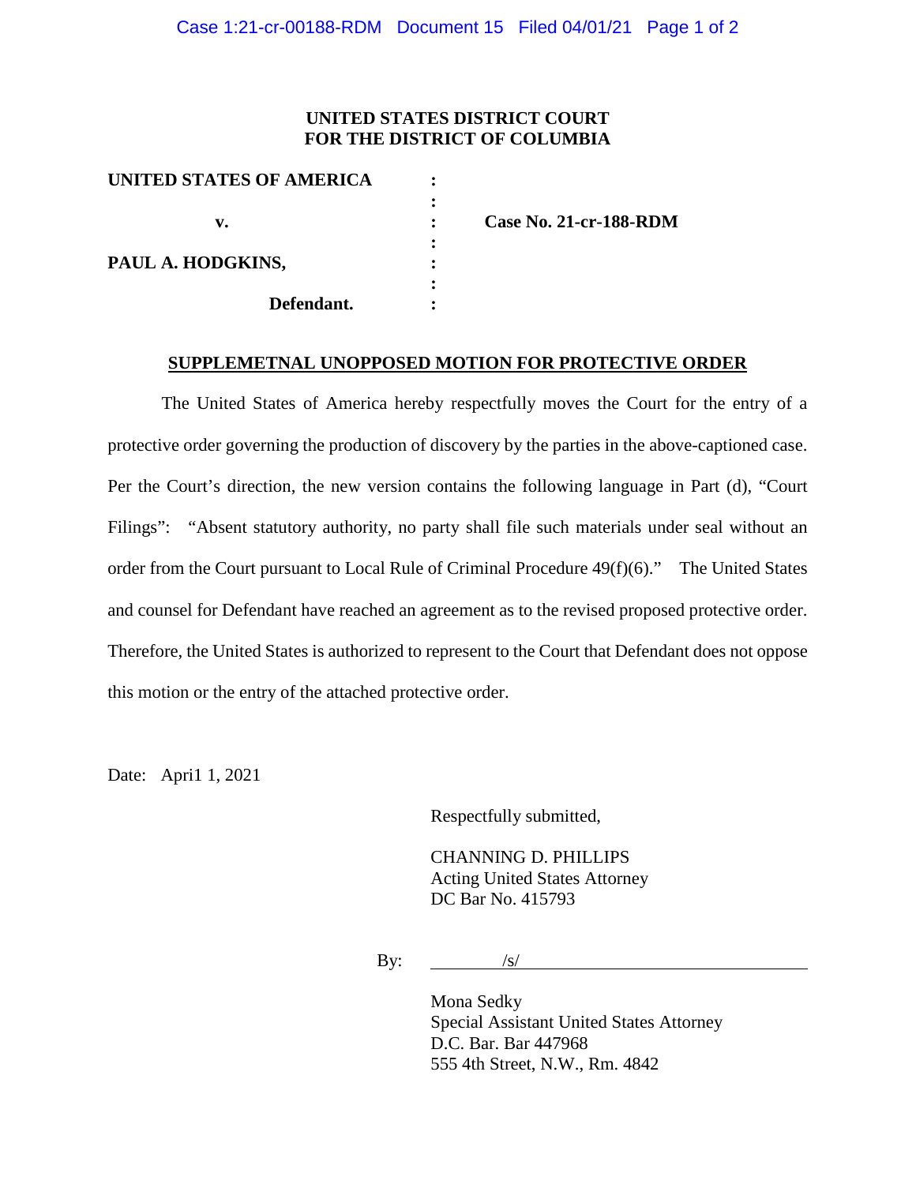**UNITED STATES DISTRICT COURT**
**FOR THE DISTRICT OF COLUMBIA**

| | | |
|---|---|---|
| **UNITED STATES OF AMERICA** | : | |
| | : | |
| **v.** | : | **Case No. 21-cr-188-RDM** |
| | : | |
| **PAUL A. HODGKINS,** | : | |
| | : | |
| **Defendant.** | : | |

## SUPPLEMETNAL UNOPPOSED MOTION FOR PROTECTIVE ORDER

The United States of America hereby respectfully moves the Court for the entry of a protective order governing the production of discovery by the parties in the above-captioned case. Per the Court's direction, the new version contains the following language in Part (d), "Court Filings": "Absent statutory authority, no party shall file such materials under seal without an order from the Court pursuant to Local Rule of Criminal Procedure 49(f)(6)." The United States and counsel for Defendant have reached an agreement as to the revised proposed protective order. Therefore, the United States is authorized to represent to the Court that Defendant does not oppose this motion or the entry of the attached protective order.

Date: Apri1 1, 2021

Respectfully submitted,

CHANNING D. PHILLIPS
Acting United States Attorney
DC Bar No. 415793

By: /s/

Mona Sedky
Special Assistant United States Attorney
D.C. Bar. Bar 447968
555 4th Street, N.W., Rm. 4842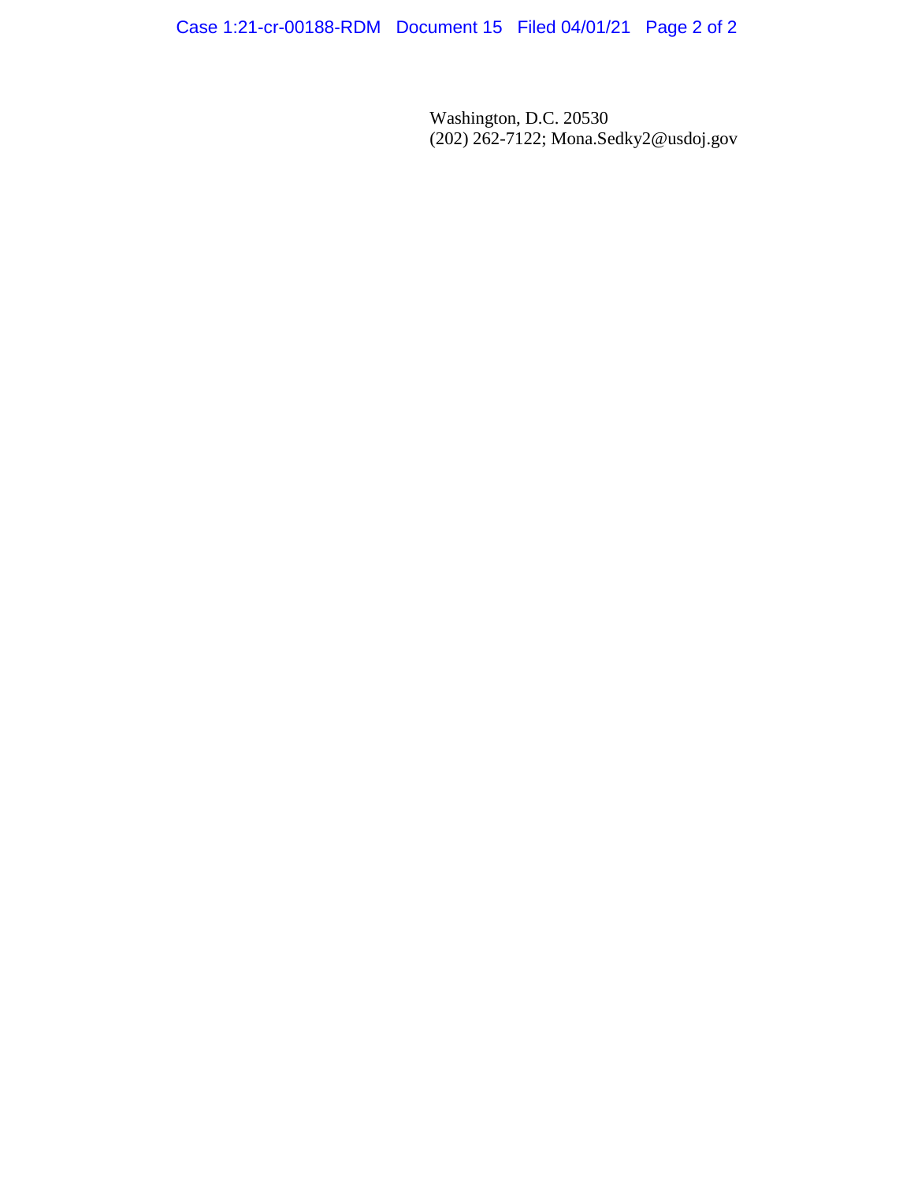Washington, D.C. 20530
(202) 262-7122; Mona.Sedky2@usdoj.gov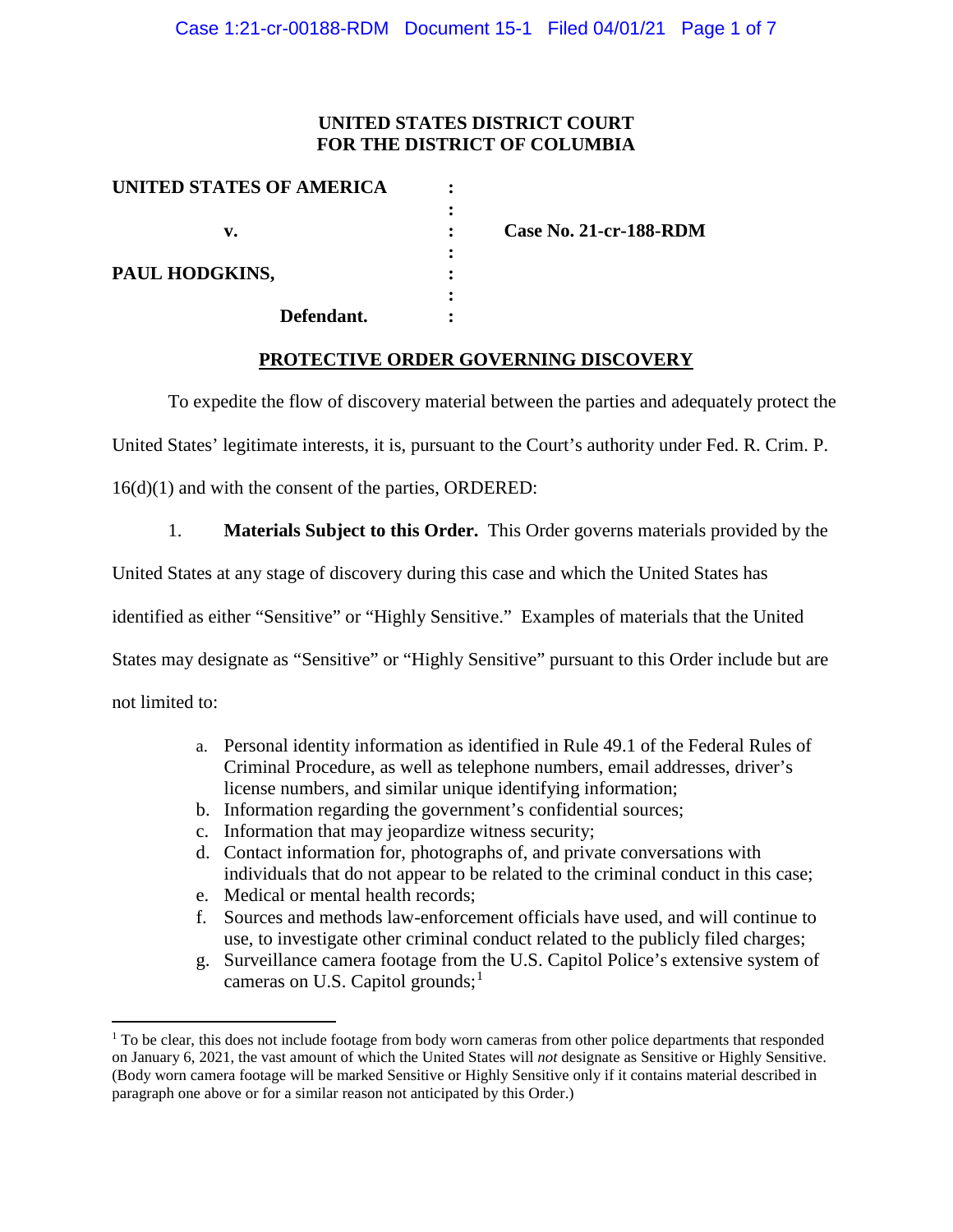**UNITED STATES DISTRICT COURT**
**FOR THE DISTRICT OF COLUMBIA**

| | | |
|---|---|---|
| **UNITED STATES OF AMERICA** | : | |
| | : | |
| **v.** | : | **Case No. 21-cr-188-RDM** |
| | : | |
| **PAUL HODGKINS,** | : | |
| | : | |
| **Defendant.** | : | |

**PROTECTIVE ORDER GOVERNING DISCOVERY**

To expedite the flow of discovery material between the parties and adequately protect the United States' legitimate interests, it is, pursuant to the Court's authority under Fed. R. Crim. P. 16(d)(1) and with the consent of the parties, ORDERED:

1. **Materials Subject to this Order.** This Order governs materials provided by the United States at any stage of discovery during this case and which the United States has identified as either "Sensitive" or "Highly Sensitive." Examples of materials that the United States may designate as "Sensitive" or "Highly Sensitive" pursuant to this Order include but are not limited to:

   a. Personal identity information as identified in Rule 49.1 of the Federal Rules of Criminal Procedure, as well as telephone numbers, email addresses, driver's license numbers, and similar unique identifying information;
   b. Information regarding the government's confidential sources;
   c. Information that may jeopardize witness security;
   d. Contact information for, photographs of, and private conversations with individuals that do not appear to be related to the criminal conduct in this case;
   e. Medical or mental health records;
   f. Sources and methods law-enforcement officials have used, and will continue to use, to investigate other criminal conduct related to the publicly filed charges;
   g. Surveillance camera footage from the U.S. Capitol Police's extensive system of cameras on U.S. Capitol grounds;[1]

[1] To be clear, this does not include footage from body worn cameras from other police departments that responded on January 6, 2021, the vast amount of which the United States will *not* designate as Sensitive or Highly Sensitive. (Body worn camera footage will be marked Sensitive or Highly Sensitive only if it contains material described in paragraph one above or for a similar reason not anticipated by this Order.)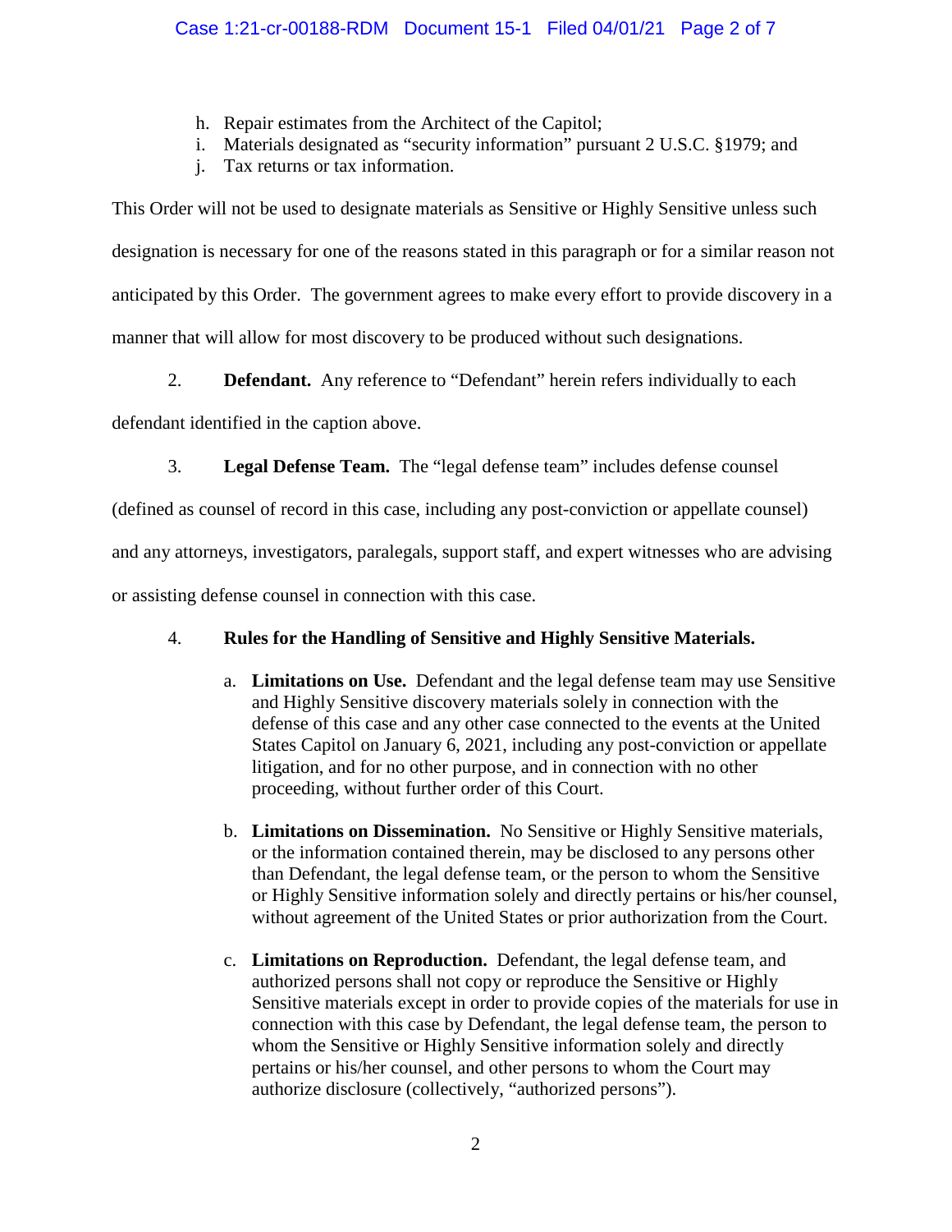h. Repair estimates from the Architect of the Capitol;
i. Materials designated as "security information" pursuant 2 U.S.C. §1979; and
j. Tax returns or tax information.

This Order will not be used to designate materials as Sensitive or Highly Sensitive unless such designation is necessary for one of the reasons stated in this paragraph or for a similar reason not anticipated by this Order. The government agrees to make every effort to provide discovery in a manner that will allow for most discovery to be produced without such designations.

2. **Defendant.** Any reference to "Defendant" herein refers individually to each defendant identified in the caption above.

3. **Legal Defense Team.** The "legal defense team" includes defense counsel (defined as counsel of record in this case, including any post-conviction or appellate counsel) and any attorneys, investigators, paralegals, support staff, and expert witnesses who are advising or assisting defense counsel in connection with this case.

4. **Rules for the Handling of Sensitive and Highly Sensitive Materials.**

a. **Limitations on Use.** Defendant and the legal defense team may use Sensitive and Highly Sensitive discovery materials solely in connection with the defense of this case and any other case connected to the events at the United States Capitol on January 6, 2021, including any post-conviction or appellate litigation, and for no other purpose, and in connection with no other proceeding, without further order of this Court.

b. **Limitations on Dissemination.** No Sensitive or Highly Sensitive materials, or the information contained therein, may be disclosed to any persons other than Defendant, the legal defense team, or the person to whom the Sensitive or Highly Sensitive information solely and directly pertains or his/her counsel, without agreement of the United States or prior authorization from the Court.

c. **Limitations on Reproduction.** Defendant, the legal defense team, and authorized persons shall not copy or reproduce the Sensitive or Highly Sensitive materials except in order to provide copies of the materials for use in connection with this case by Defendant, the legal defense team, the person to whom the Sensitive or Highly Sensitive information solely and directly pertains or his/her counsel, and other persons to whom the Court may authorize disclosure (collectively, "authorized persons").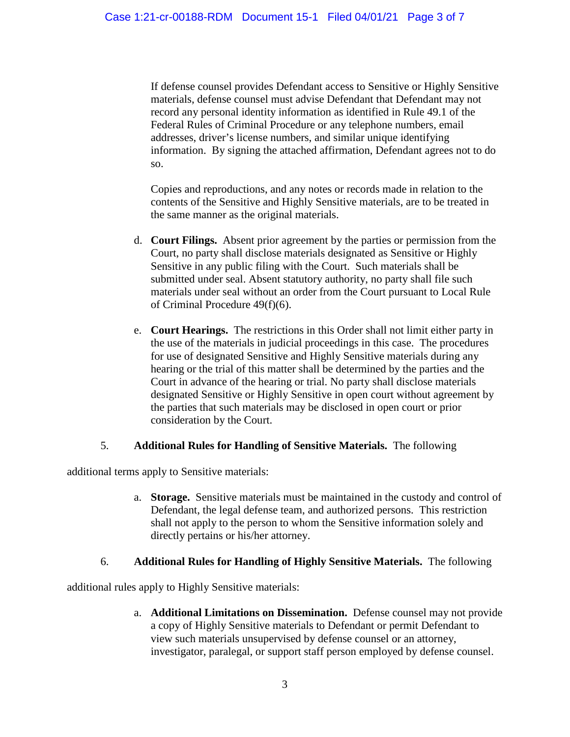If defense counsel provides Defendant access to Sensitive or Highly Sensitive materials, defense counsel must advise Defendant that Defendant may not record any personal identity information as identified in Rule 49.1 of the Federal Rules of Criminal Procedure or any telephone numbers, email addresses, driver's license numbers, and similar unique identifying information. By signing the attached affirmation, Defendant agrees not to do so.

Copies and reproductions, and any notes or records made in relation to the contents of the Sensitive and Highly Sensitive materials, are to be treated in the same manner as the original materials.

d. **Court Filings.** Absent prior agreement by the parties or permission from the Court, no party shall disclose materials designated as Sensitive or Highly Sensitive in any public filing with the Court. Such materials shall be submitted under seal. Absent statutory authority, no party shall file such materials under seal without an order from the Court pursuant to Local Rule of Criminal Procedure 49(f)(6).

e. **Court Hearings.** The restrictions in this Order shall not limit either party in the use of the materials in judicial proceedings in this case. The procedures for use of designated Sensitive and Highly Sensitive materials during any hearing or the trial of this matter shall be determined by the parties and the Court in advance of the hearing or trial. No party shall disclose materials designated Sensitive or Highly Sensitive in open court without agreement by the parties that such materials may be disclosed in open court or prior consideration by the Court.

5. **Additional Rules for Handling of Sensitive Materials.** The following additional terms apply to Sensitive materials:

a. **Storage.** Sensitive materials must be maintained in the custody and control of Defendant, the legal defense team, and authorized persons. This restriction shall not apply to the person to whom the Sensitive information solely and directly pertains or his/her attorney.

6. **Additional Rules for Handling of Highly Sensitive Materials.** The following additional rules apply to Highly Sensitive materials:

a. **Additional Limitations on Dissemination.** Defense counsel may not provide a copy of Highly Sensitive materials to Defendant or permit Defendant to view such materials unsupervised by defense counsel or an attorney, investigator, paralegal, or support staff person employed by defense counsel.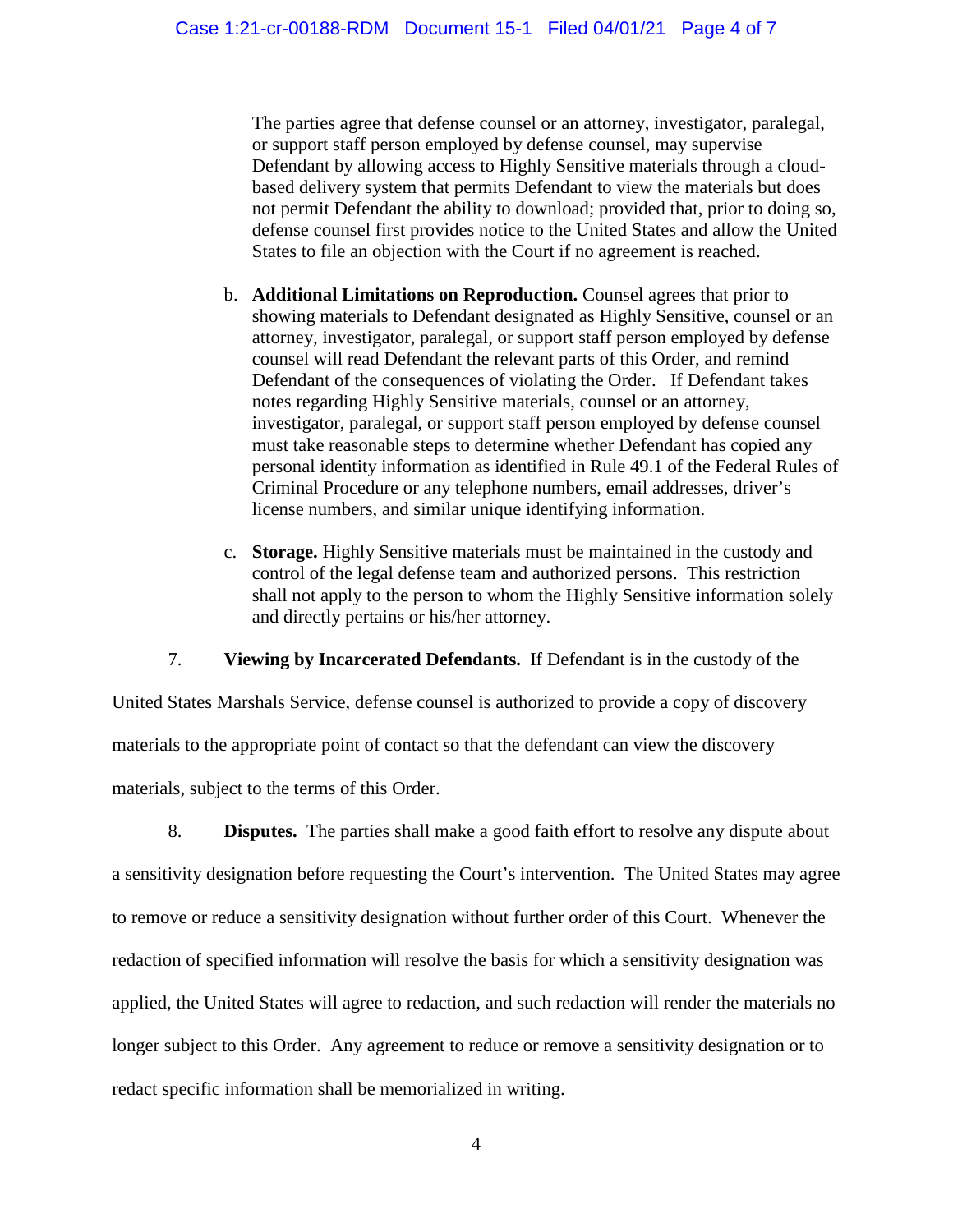The parties agree that defense counsel or an attorney, investigator, paralegal, or support staff person employed by defense counsel, may supervise Defendant by allowing access to Highly Sensitive materials through a cloud-based delivery system that permits Defendant to view the materials but does not permit Defendant the ability to download; provided that, prior to doing so, defense counsel first provides notice to the United States and allow the United States to file an objection with the Court if no agreement is reached.

b. **Additional Limitations on Reproduction.** Counsel agrees that prior to showing materials to Defendant designated as Highly Sensitive, counsel or an attorney, investigator, paralegal, or support staff person employed by defense counsel will read Defendant the relevant parts of this Order, and remind Defendant of the consequences of violating the Order. If Defendant takes notes regarding Highly Sensitive materials, counsel or an attorney, investigator, paralegal, or support staff person employed by defense counsel must take reasonable steps to determine whether Defendant has copied any personal identity information as identified in Rule 49.1 of the Federal Rules of Criminal Procedure or any telephone numbers, email addresses, driver's license numbers, and similar unique identifying information.

c. **Storage.** Highly Sensitive materials must be maintained in the custody and control of the legal defense team and authorized persons. This restriction shall not apply to the person to whom the Highly Sensitive information solely and directly pertains or his/her attorney.

7. **Viewing by Incarcerated Defendants.** If Defendant is in the custody of the United States Marshals Service, defense counsel is authorized to provide a copy of discovery materials to the appropriate point of contact so that the defendant can view the discovery materials, subject to the terms of this Order.

8. **Disputes.** The parties shall make a good faith effort to resolve any dispute about a sensitivity designation before requesting the Court's intervention. The United States may agree to remove or reduce a sensitivity designation without further order of this Court. Whenever the redaction of specified information will resolve the basis for which a sensitivity designation was applied, the United States will agree to redaction, and such redaction will render the materials no longer subject to this Order. Any agreement to reduce or remove a sensitivity designation or to redact specific information shall be memorialized in writing.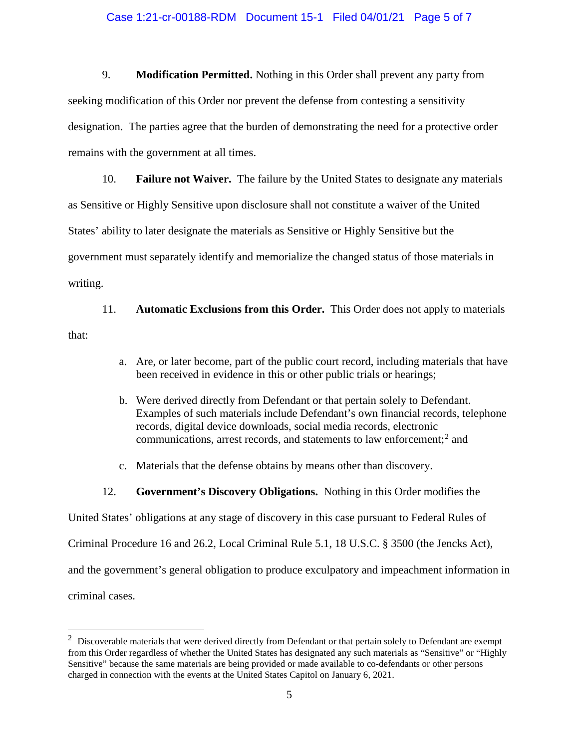9. **Modification Permitted.** Nothing in this Order shall prevent any party from seeking modification of this Order nor prevent the defense from contesting a sensitivity designation. The parties agree that the burden of demonstrating the need for a protective order remains with the government at all times.

10. **Failure not Waiver.** The failure by the United States to designate any materials as Sensitive or Highly Sensitive upon disclosure shall not constitute a waiver of the United States' ability to later designate the materials as Sensitive or Highly Sensitive but the government must separately identify and memorialize the changed status of those materials in writing.

11. **Automatic Exclusions from this Order.** This Order does not apply to materials that:

   a. Are, or later become, part of the public court record, including materials that have been received in evidence in this or other public trials or hearings;

   b. Were derived directly from Defendant or that pertain solely to Defendant. Examples of such materials include Defendant's own financial records, telephone records, digital device downloads, social media records, electronic communications, arrest records, and statements to law enforcement;[2] and

   c. Materials that the defense obtains by means other than discovery.

12. **Government's Discovery Obligations.** Nothing in this Order modifies the United States' obligations at any stage of discovery in this case pursuant to Federal Rules of Criminal Procedure 16 and 26.2, Local Criminal Rule 5.1, 18 U.S.C. § 3500 (the Jencks Act), and the government's general obligation to produce exculpatory and impeachment information in criminal cases.

---

[2] Discoverable materials that were derived directly from Defendant or that pertain solely to Defendant are exempt from this Order regardless of whether the United States has designated any such materials as "Sensitive" or "Highly Sensitive" because the same materials are being provided or made available to co-defendants or other persons charged in connection with the events at the United States Capitol on January 6, 2021.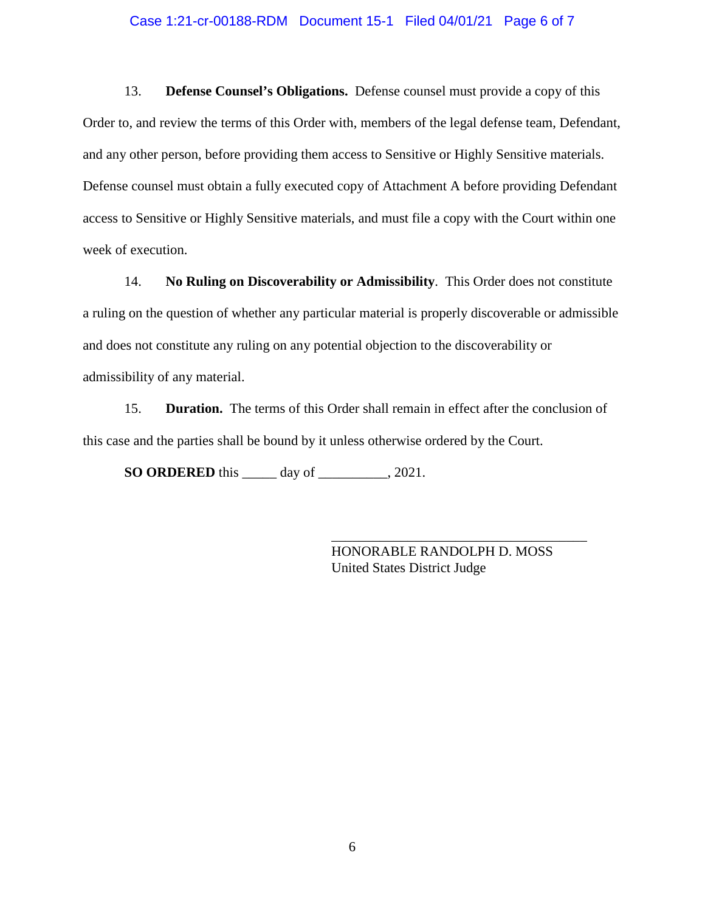13. **Defense Counsel's Obligations.** Defense counsel must provide a copy of this Order to, and review the terms of this Order with, members of the legal defense team, Defendant, and any other person, before providing them access to Sensitive or Highly Sensitive materials. Defense counsel must obtain a fully executed copy of Attachment A before providing Defendant access to Sensitive or Highly Sensitive materials, and must file a copy with the Court within one week of execution.

14. **No Ruling on Discoverability or Admissibility**. This Order does not constitute a ruling on the question of whether any particular material is properly discoverable or admissible and does not constitute any ruling on any potential objection to the discoverability or admissibility of any material.

15. **Duration.** The terms of this Order shall remain in effect after the conclusion of this case and the parties shall be bound by it unless otherwise ordered by the Court.

**SO ORDERED** this _____ day of __________, 2021.

___________________________________
HONORABLE RANDOLPH D. MOSS
United States District Judge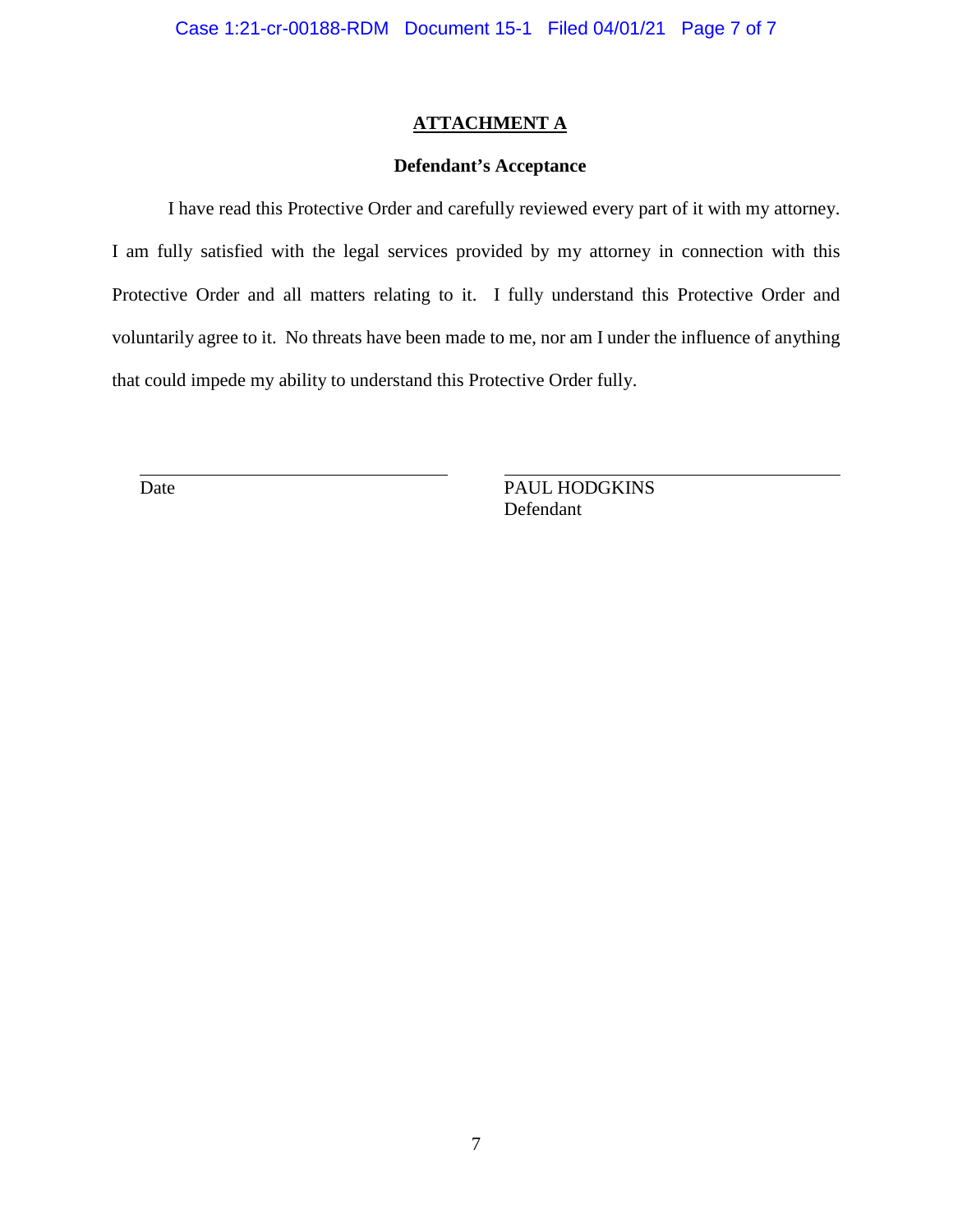**ATTACHMENT A**

**Defendant's Acceptance**

I have read this Protective Order and carefully reviewed every part of it with my attorney. I am fully satisfied with the legal services provided by my attorney in connection with this Protective Order and all matters relating to it. I fully understand this Protective Order and voluntarily agree to it. No threats have been made to me, nor am I under the influence of anything that could impede my ability to understand this Protective Order fully.

| | |
|---|---|
| _____________________________ | _____________________________ |
| Date | PAUL HODGKINS<br>Defendant |